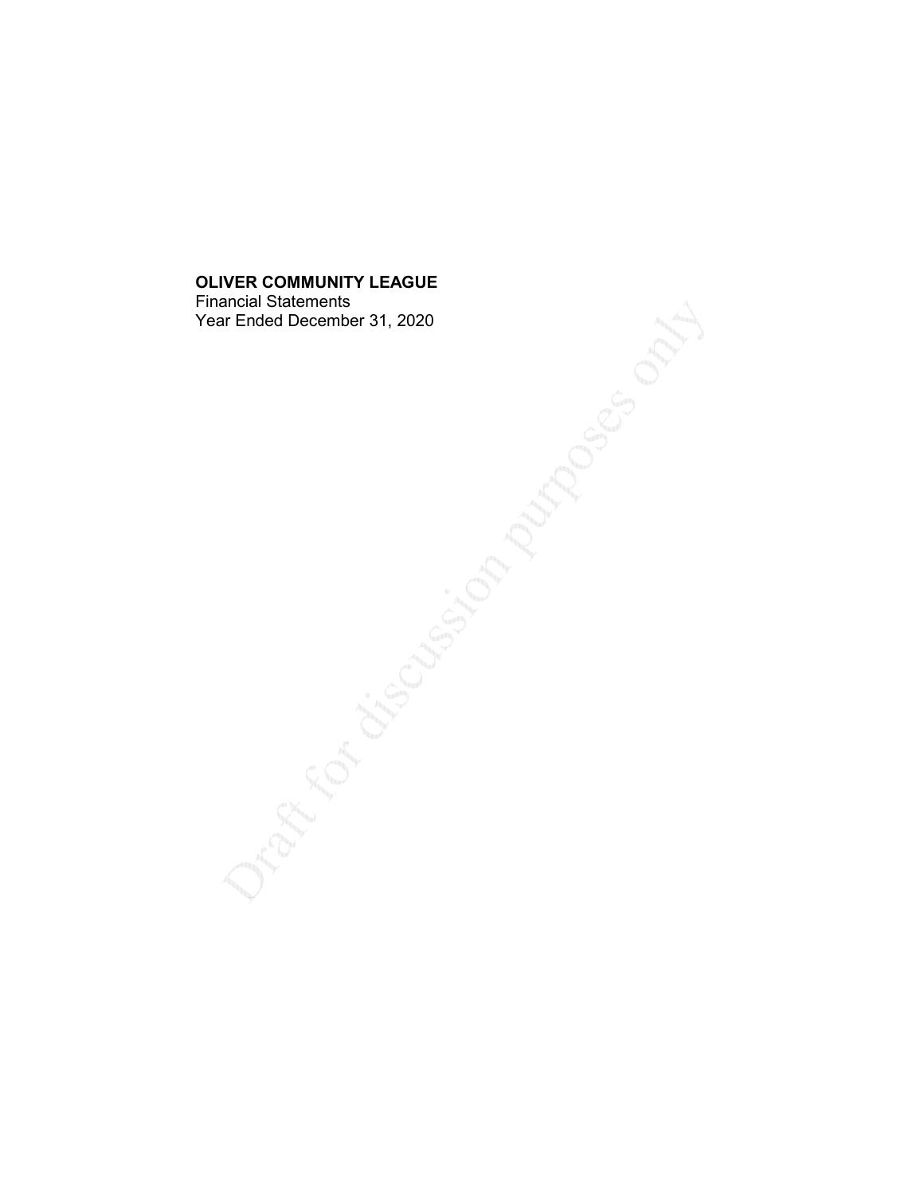**OLIVER COMMUNITY LEAGUE**
Financial Statements
Year Ended December 31, 2020

Draft for discussion purposes only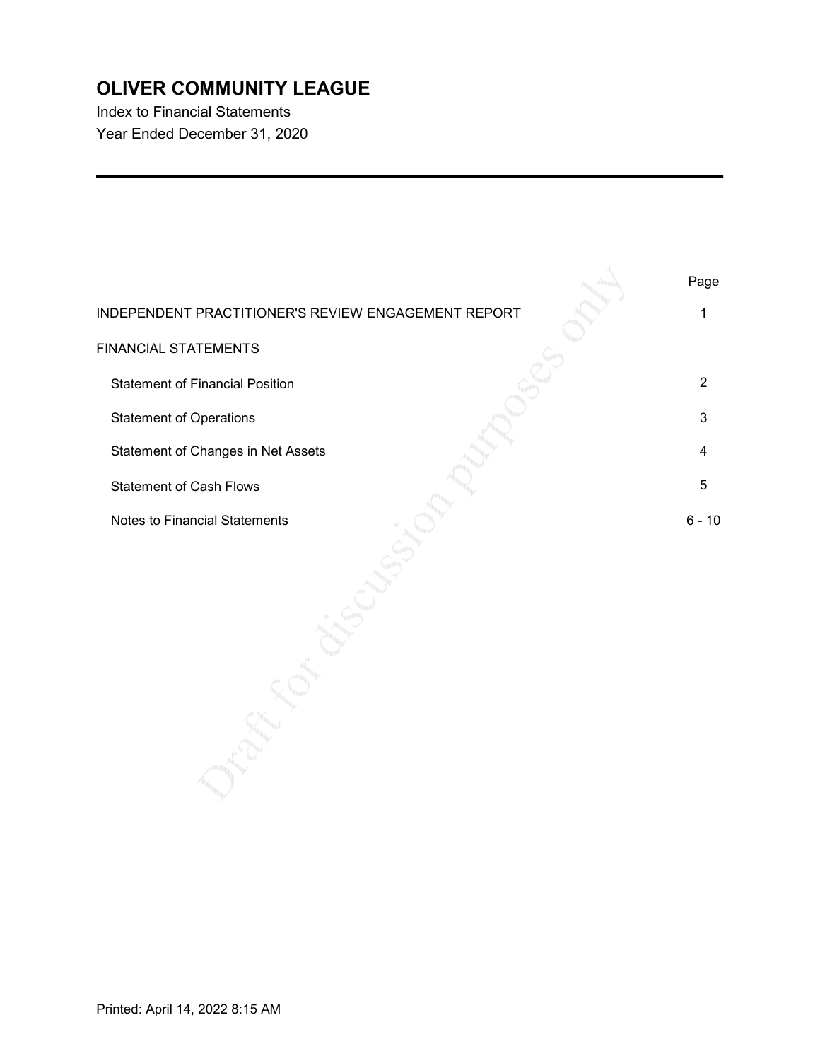# OLIVER COMMUNITY LEAGUE

Index to Financial Statements

Year Ended December 31, 2020

| | Page |
|---|---|
| INDEPENDENT PRACTITIONER'S REVIEW ENGAGEMENT REPORT | 1 |
| FINANCIAL STATEMENTS | |
| Statement of Financial Position | 2 |
| Statement of Operations | 3 |
| Statement of Changes in Net Assets | 4 |
| Statement of Cash Flows | 5 |
| Notes to Financial Statements | 6 - 10 |

Draft for discussion purposes only

Printed: April 14, 2022 8:15 AM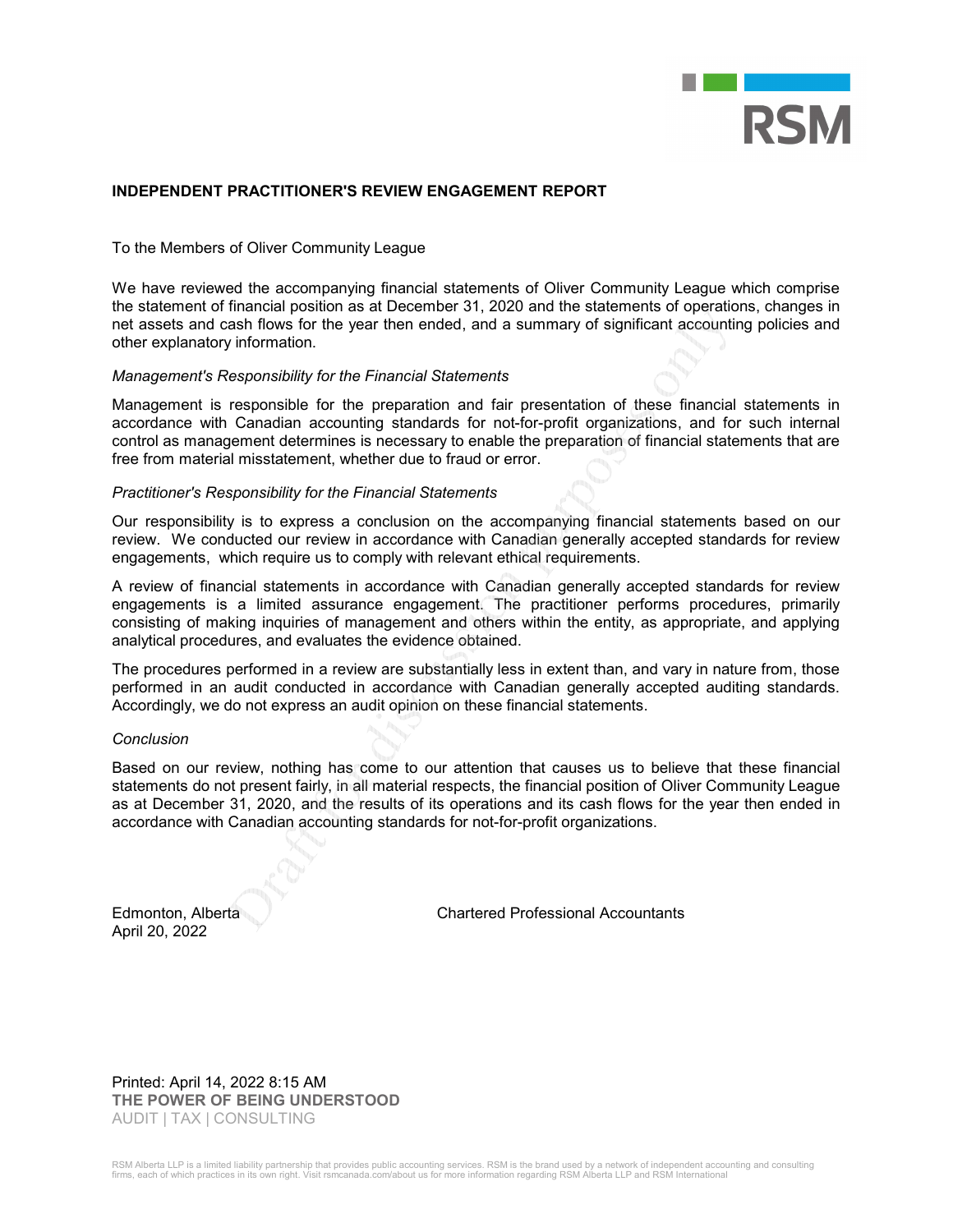## INDEPENDENT PRACTITIONER'S REVIEW ENGAGEMENT REPORT

To the Members of Oliver Community League

We have reviewed the accompanying financial statements of Oliver Community League which comprise the statement of financial position as at December 31, 2020 and the statements of operations, changes in net assets and cash flows for the year then ended, and a summary of significant accounting policies and other explanatory information.

*Management's Responsibility for the Financial Statements*

Management is responsible for the preparation and fair presentation of these financial statements in accordance with Canadian accounting standards for not-for-profit organizations, and for such internal control as management determines is necessary to enable the preparation of financial statements that are free from material misstatement, whether due to fraud or error.

*Practitioner's Responsibility for the Financial Statements*

Our responsibility is to express a conclusion on the accompanying financial statements based on our review. We conducted our review in accordance with Canadian generally accepted standards for review engagements, which require us to comply with relevant ethical requirements.

A review of financial statements in accordance with Canadian generally accepted standards for review engagements is a limited assurance engagement. The practitioner performs procedures, primarily consisting of making inquiries of management and others within the entity, as appropriate, and applying analytical procedures, and evaluates the evidence obtained.

The procedures performed in a review are substantially less in extent than, and vary in nature from, those performed in an audit conducted in accordance with Canadian generally accepted auditing standards. Accordingly, we do not express an audit opinion on these financial statements.

*Conclusion*

Based on our review, nothing has come to our attention that causes us to believe that these financial statements do not present fairly, in all material respects, the financial position of Oliver Community League as at December 31, 2020, and the results of its operations and its cash flows for the year then ended in accordance with Canadian accounting standards for not-for-profit organizations.

Edmonton, Alberta
April 20, 2022

Chartered Professional Accountants

Printed: April 14, 2022 8:15 AM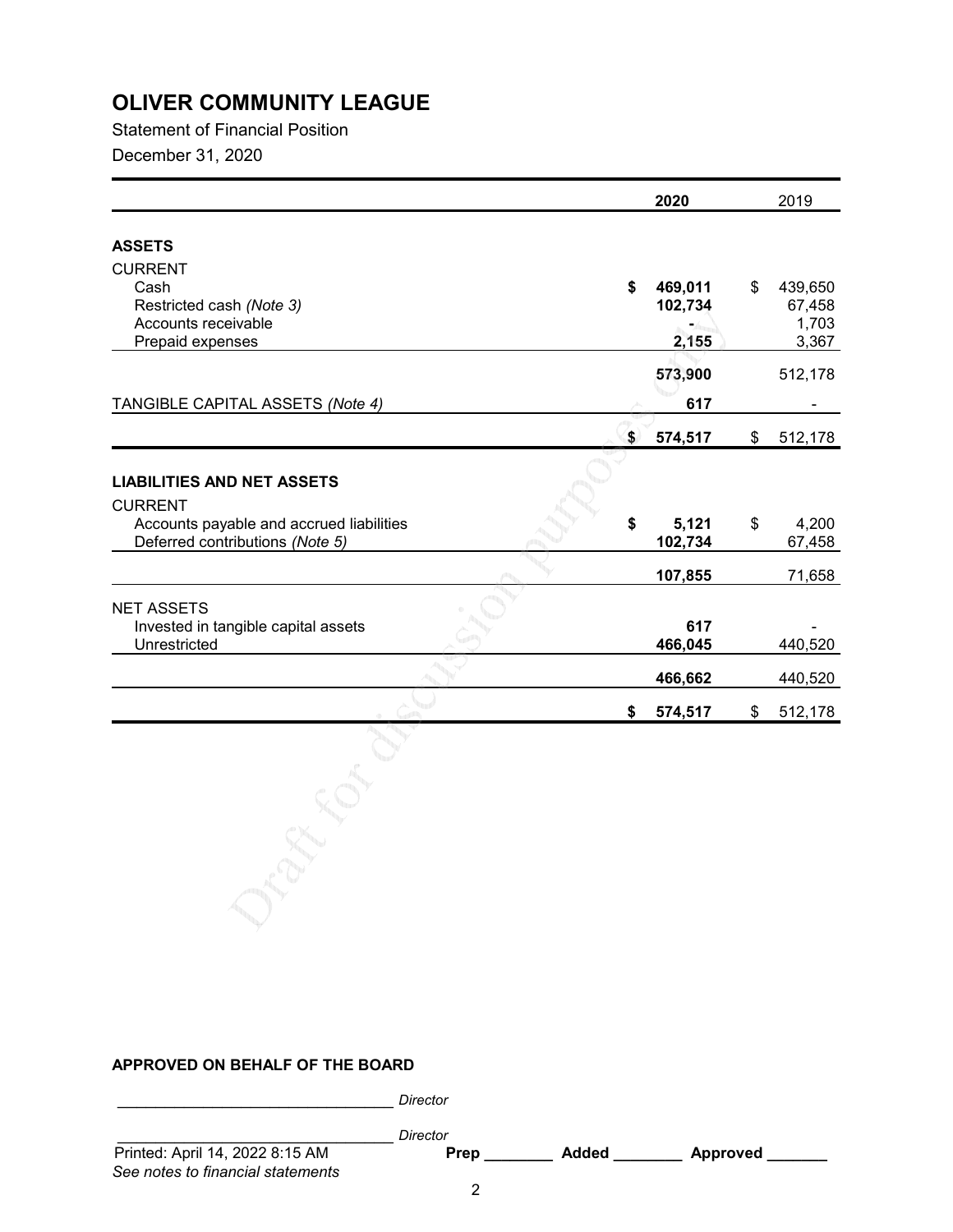# OLIVER COMMUNITY LEAGUE

Statement of Financial Position

December 31, 2020

| | 2020 | 2019 |
|---|---|---|
| **ASSETS** | | |
| CURRENT | | |
| Cash | **$ 469,011** | $ 439,650 |
| Restricted cash *(Note 3)* | **102,734** | 67,458 |
| Accounts receivable | **-** | 1,703 |
| Prepaid expenses | **2,155** | 3,367 |
| | **573,900** | 512,178 |
| TANGIBLE CAPITAL ASSETS *(Note 4)* | **617** | - |
| | **$ 574,517** | $ 512,178 |
| **LIABILITIES AND NET ASSETS** | | |
| CURRENT | | |
| Accounts payable and accrued liabilities | **$ 5,121** | $ 4,200 |
| Deferred contributions *(Note 5)* | **102,734** | 67,458 |
| | **107,855** | 71,658 |
| NET ASSETS | | |
| Invested in tangible capital assets | **617** | - |
| Unrestricted | **466,045** | 440,520 |
| | **466,662** | 440,520 |
| | **$ 574,517** | $ 512,178 |

**APPROVED ON BEHALF OF THE BOARD**

_______________________________ *Director*

_______________________________ *Director*

Printed: April 14, 2022 8:15 AM **Prep** ________ **Added** ________ **Approved** _______

*See notes to financial statements*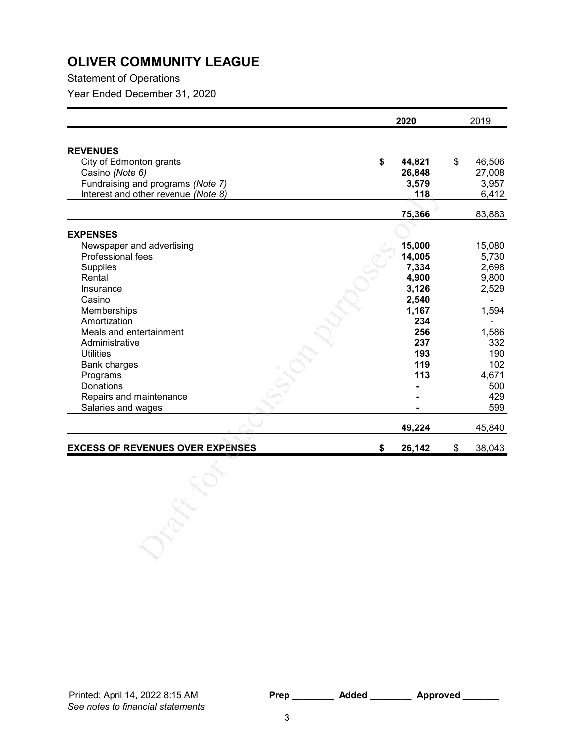# OLIVER COMMUNITY LEAGUE

Statement of Operations

Year Ended December 31, 2020

| | 2020 | 2019 |
|---|---|---|
| **REVENUES** | | |
| City of Edmonton grants | **$ 44,821** | $ 46,506 |
| Casino *(Note 6)* | **26,848** | 27,008 |
| Fundraising and programs *(Note 7)* | **3,579** | 3,957 |
| Interest and other revenue *(Note 8)* | **118** | 6,412 |
| | **75,366** | 83,883 |
| **EXPENSES** | | |
| Newspaper and advertising | **15,000** | 15,080 |
| Professional fees | **14,005** | 5,730 |
| Supplies | **7,334** | 2,698 |
| Rental | **4,900** | 9,800 |
| Insurance | **3,126** | 2,529 |
| Casino | **2,540** | - |
| Memberships | **1,167** | 1,594 |
| Amortization | **234** | - |
| Meals and entertainment | **256** | 1,586 |
| Administrative | **237** | 332 |
| Utilities | **193** | 190 |
| Bank charges | **119** | 102 |
| Programs | **113** | 4,671 |
| Donations | **-** | 500 |
| Repairs and maintenance | **-** | 429 |
| Salaries and wages | **-** | 599 |
| | **49,224** | 45,840 |
| **EXCESS OF REVENUES OVER EXPENSES** | **$ 26,142** | $ 38,043 |

Printed: April 14, 2022 8:15 AM

*See notes to financial statements*

**Prep** ________ **Added** ________ **Approved** _______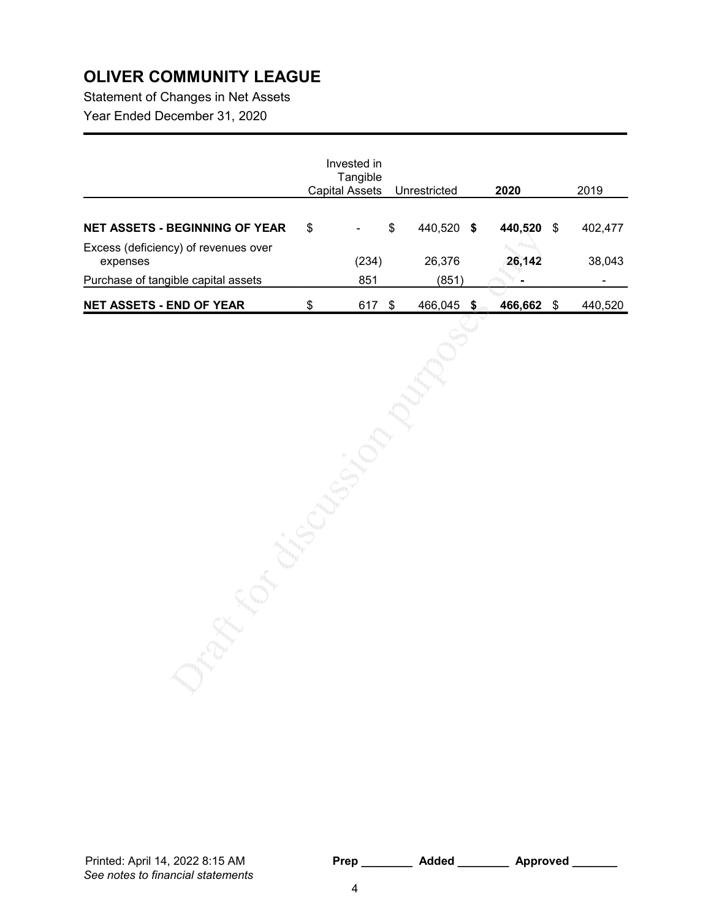# OLIVER COMMUNITY LEAGUE

Statement of Changes in Net Assets

Year Ended December 31, 2020

| | Invested in Tangible Capital Assets | Unrestricted | **2020** | 2019 |
|---|---|---|---|---|
| **NET ASSETS - BEGINNING OF YEAR** | $ - | $ 440,520 | **$ 440,520** | $ 402,477 |
| Excess (deficiency) of revenues over expenses | (234) | 26,376 | **26,142** | 38,043 |
| Purchase of tangible capital assets | 851 | (851) | **-** | - |
| **NET ASSETS - END OF YEAR** | $ 617 | $ 466,045 | **$ 466,662** | $ 440,520 |

Draft for discussion purposes only

Printed: April 14, 2022 8:15 AM

*See notes to financial statements*

**Prep** ________ **Added** ________ **Approved** _______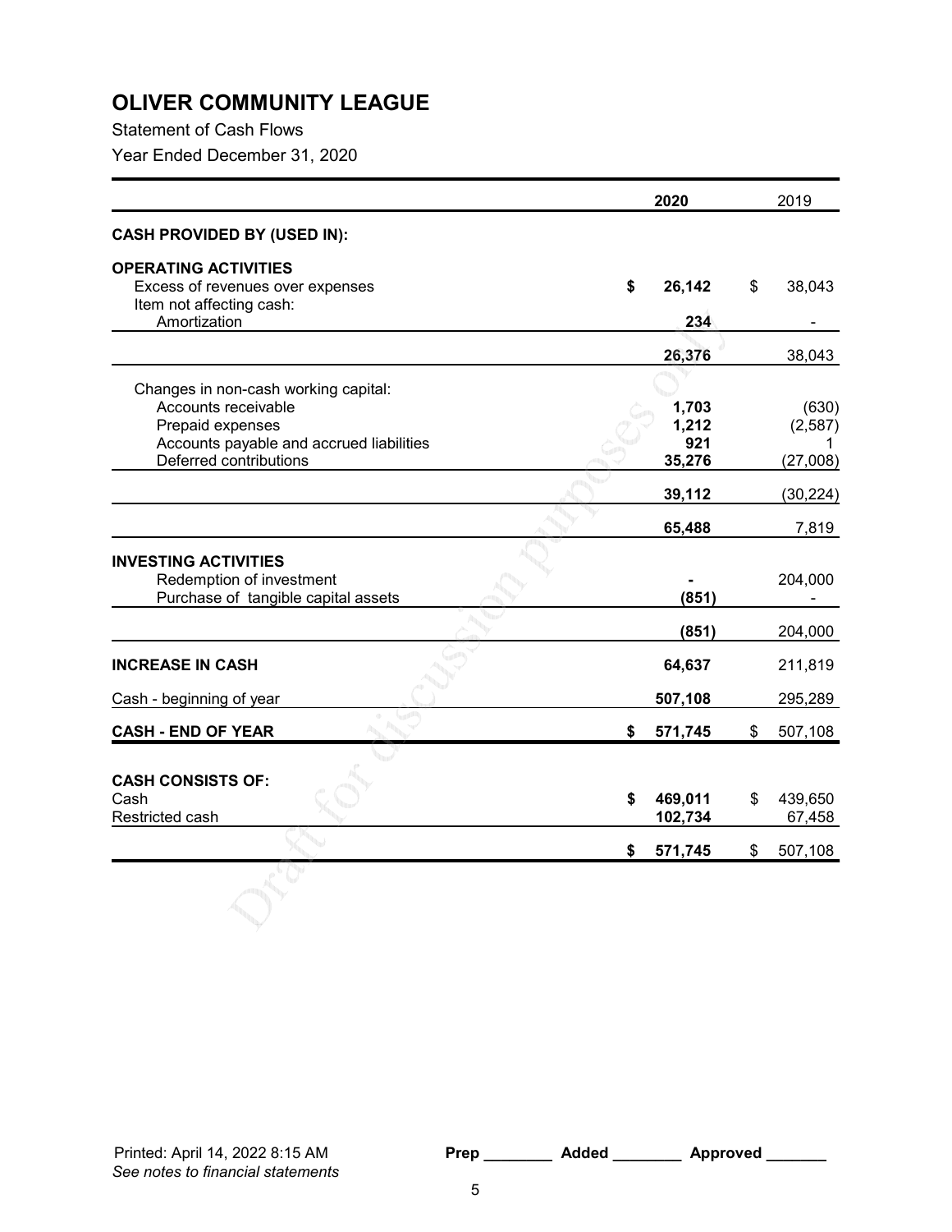# OLIVER COMMUNITY LEAGUE

Statement of Cash Flows

Year Ended December 31, 2020

| | 2020 | 2019 |
|---|---|---|
| **CASH PROVIDED BY (USED IN):** | | |
| **OPERATING ACTIVITIES** | | |
| Excess of revenues over expenses | **$ 26,142** | $ 38,043 |
| Item not affecting cash: | | |
| Amortization | **234** | - |
| | **26,376** | 38,043 |
| Changes in non-cash working capital: | | |
| Accounts receivable | **1,703** | (630) |
| Prepaid expenses | **1,212** | (2,587) |
| Accounts payable and accrued liabilities | **921** | 1 |
| Deferred contributions | **35,276** | (27,008) |
| | **39,112** | (30,224) |
| | **65,488** | 7,819 |
| **INVESTING ACTIVITIES** | | |
| Redemption of investment | **-** | 204,000 |
| Purchase of tangible capital assets | **(851)** | - |
| | **(851)** | 204,000 |
| **INCREASE IN CASH** | **64,637** | 211,819 |
| Cash - beginning of year | **507,108** | 295,289 |
| **CASH - END OF YEAR** | **$ 571,745** | $ 507,108 |
| **CASH CONSISTS OF:** | | |
| Cash | **$ 469,011** | $ 439,650 |
| Restricted cash | **102,734** | 67,458 |
| | **$ 571,745** | $ 507,108 |

Printed: April 14, 2022 8:15 AM **Prep** ________ **Added** ________ **Approved** _______

*See notes to financial statements*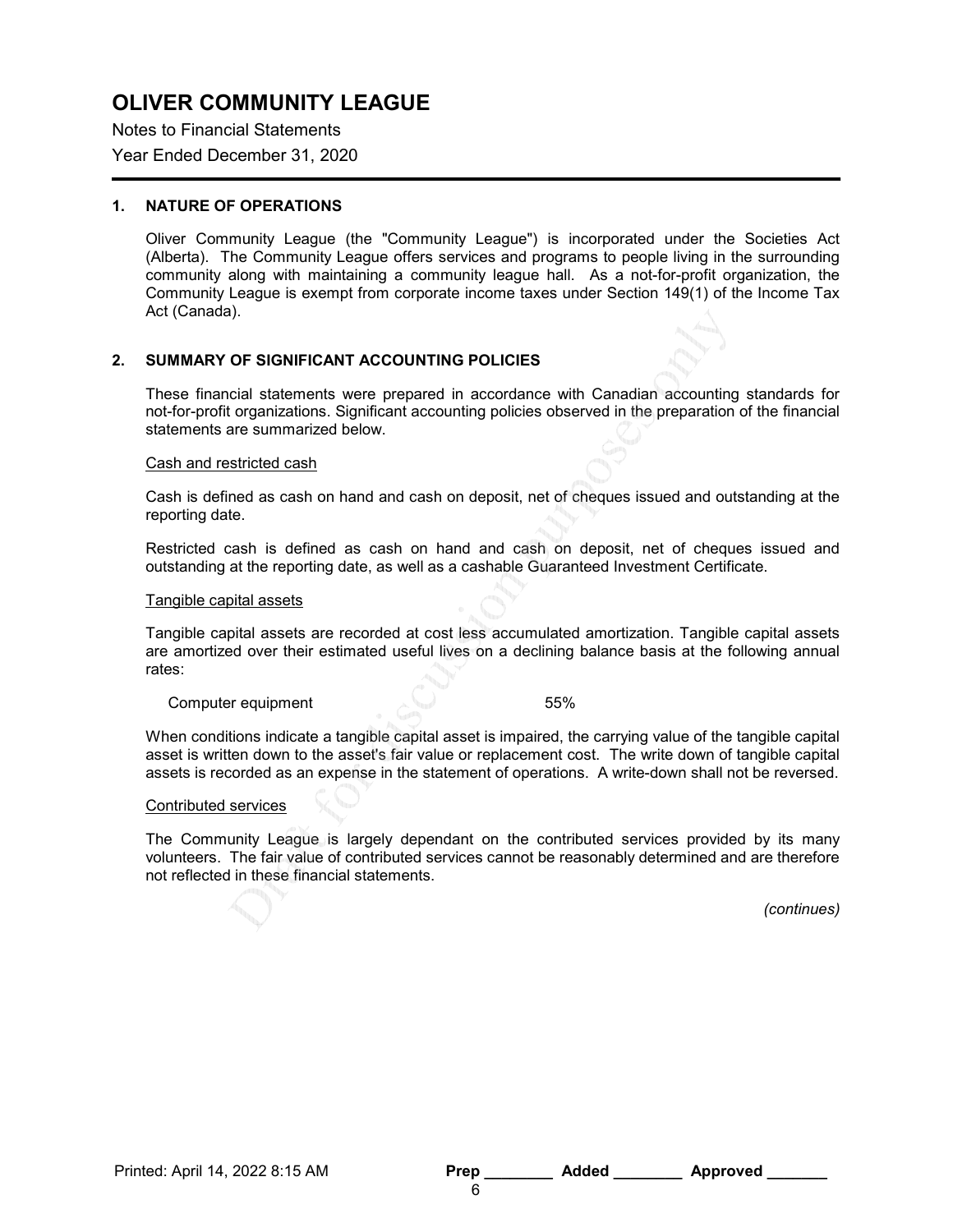# OLIVER COMMUNITY LEAGUE

Notes to Financial Statements

Year Ended December 31, 2020

## 1. NATURE OF OPERATIONS

Oliver Community League (the "Community League") is incorporated under the Societies Act (Alberta). The Community League offers services and programs to people living in the surrounding community along with maintaining a community league hall. As a not-for-profit organization, the Community League is exempt from corporate income taxes under Section 149(1) of the Income Tax Act (Canada).

## 2. SUMMARY OF SIGNIFICANT ACCOUNTING POLICIES

These financial statements were prepared in accordance with Canadian accounting standards for not-for-profit organizations. Significant accounting policies observed in the preparation of the financial statements are summarized below.

### Cash and restricted cash

Cash is defined as cash on hand and cash on deposit, net of cheques issued and outstanding at the reporting date.

Restricted cash is defined as cash on hand and cash on deposit, net of cheques issued and outstanding at the reporting date, as well as a cashable Guaranteed Investment Certificate.

### Tangible capital assets

Tangible capital assets are recorded at cost less accumulated amortization. Tangible capital assets are amortized over their estimated useful lives on a declining balance basis at the following annual rates:

| | |
|---|---|
| Computer equipment | 55% |

When conditions indicate a tangible capital asset is impaired, the carrying value of the tangible capital asset is written down to the asset's fair value or replacement cost. The write down of tangible capital assets is recorded as an expense in the statement of operations. A write-down shall not be reversed.

### Contributed services

The Community League is largely dependant on the contributed services provided by its many volunteers. The fair value of contributed services cannot be reasonably determined and are therefore not reflected in these financial statements.

*(continues)*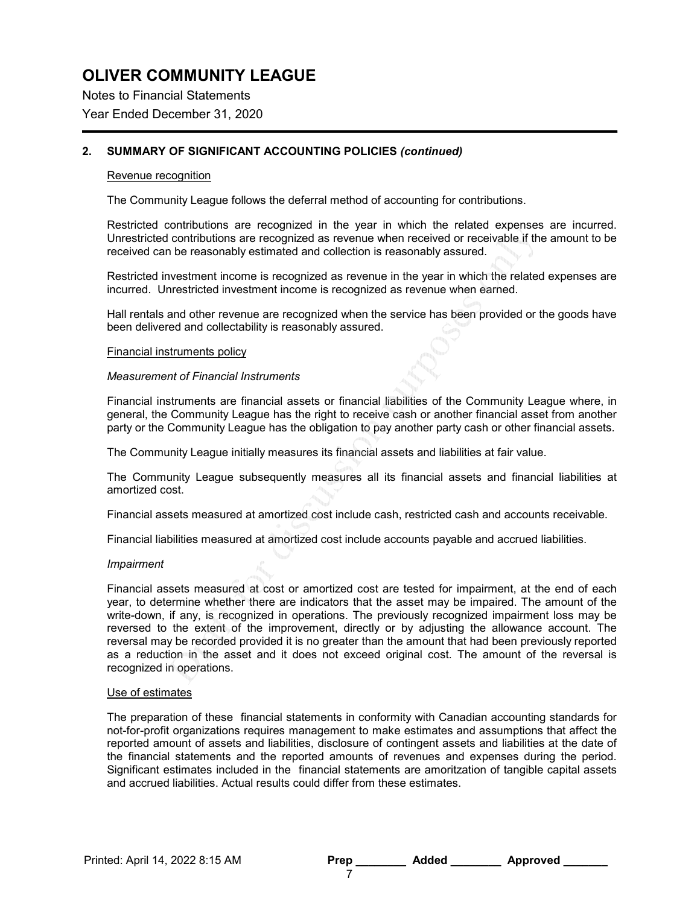# OLIVER COMMUNITY LEAGUE

Notes to Financial Statements

Year Ended December 31, 2020

## 2. SUMMARY OF SIGNIFICANT ACCOUNTING POLICIES *(continued)*

### Revenue recognition

The Community League follows the deferral method of accounting for contributions.

Restricted contributions are recognized in the year in which the related expenses are incurred. Unrestricted contributions are recognized as revenue when received or receivable if the amount to be received can be reasonably estimated and collection is reasonably assured.

Restricted investment income is recognized as revenue in the year in which the related expenses are incurred. Unrestricted investment income is recognized as revenue when earned.

Hall rentals and other revenue are recognized when the service has been provided or the goods have been delivered and collectability is reasonably assured.

### Financial instruments policy

*Measurement of Financial Instruments*

Financial instruments are financial assets or financial liabilities of the Community League where, in general, the Community League has the right to receive cash or another financial asset from another party or the Community League has the obligation to pay another party cash or other financial assets.

The Community League initially measures its financial assets and liabilities at fair value.

The Community League subsequently measures all its financial assets and financial liabilities at amortized cost.

Financial assets measured at amortized cost include cash, restricted cash and accounts receivable.

Financial liabilities measured at amortized cost include accounts payable and accrued liabilities.

*Impairment*

Financial assets measured at cost or amortized cost are tested for impairment, at the end of each year, to determine whether there are indicators that the asset may be impaired. The amount of the write-down, if any, is recognized in operations. The previously recognized impairment loss may be reversed to the extent of the improvement, directly or by adjusting the allowance account. The reversal may be recorded provided it is no greater than the amount that had been previously reported as a reduction in the asset and it does not exceed original cost. The amount of the reversal is recognized in operations.

### Use of estimates

The preparation of these financial statements in conformity with Canadian accounting standards for not-for-profit organizations requires management to make estimates and assumptions that affect the reported amount of assets and liabilities, disclosure of contingent assets and liabilities at the date of the financial statements and the reported amounts of revenues and expenses during the period. Significant estimates included in the financial statements are amoritzation of tangible capital assets and accrued liabilities. Actual results could differ from these estimates.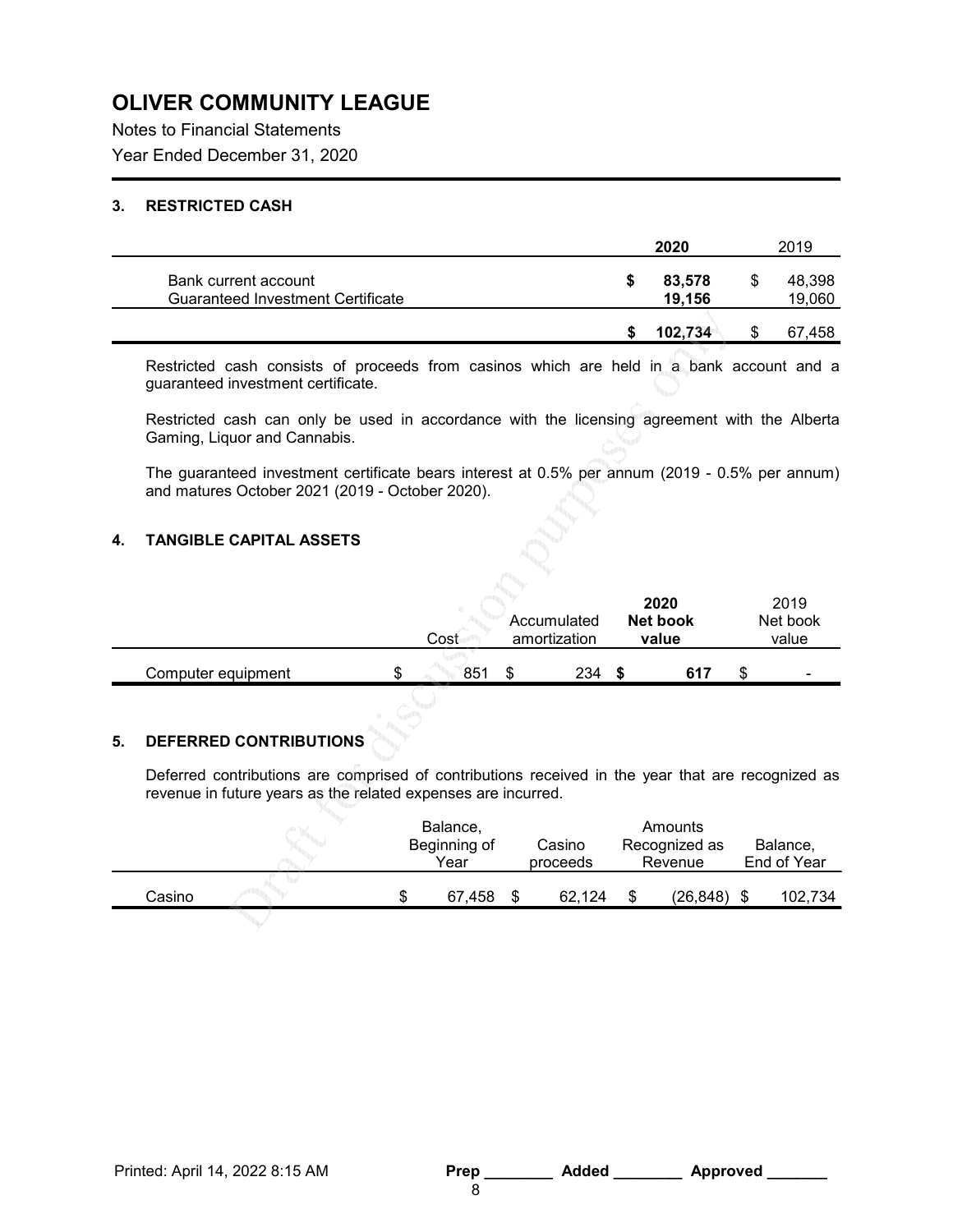# OLIVER COMMUNITY LEAGUE

Notes to Financial Statements

Year Ended December 31, 2020

### 3. RESTRICTED CASH

| | 2020 | 2019 |
|---|---|---|
| Bank current account | $ 83,578 | $ 48,398 |
| Guaranteed Investment Certificate | 19,156 | 19,060 |
| | $ 102,734 | $ 67,458 |

Restricted cash consists of proceeds from casinos which are held in a bank account and a guaranteed investment certificate.

Restricted cash can only be used in accordance with the licensing agreement with the Alberta Gaming, Liquor and Cannabis.

The guaranteed investment certificate bears interest at 0.5% per annum (2019 - 0.5% per annum) and matures October 2021 (2019 - October 2020).

### 4. TANGIBLE CAPITAL ASSETS

| | Cost | Accumulated amortization | 2020 Net book value | 2019 Net book value |
|---|---|---|---|---|
| Computer equipment | $ 851 | $ 234 | $ 617 | $ - |

### 5. DEFERRED CONTRIBUTIONS

Deferred contributions are comprised of contributions received in the year that are recognized as revenue in future years as the related expenses are incurred.

| | Balance, Beginning of Year | Casino proceeds | Amounts Recognized as Revenue | Balance, End of Year |
|---|---|---|---|---|
| Casino | $ 67,458 | $ 62,124 | $ (26,848) | $ 102,734 |

Printed: April 14, 2022 8:15 AM **Prep** ________ **Added** ________ **Approved** _______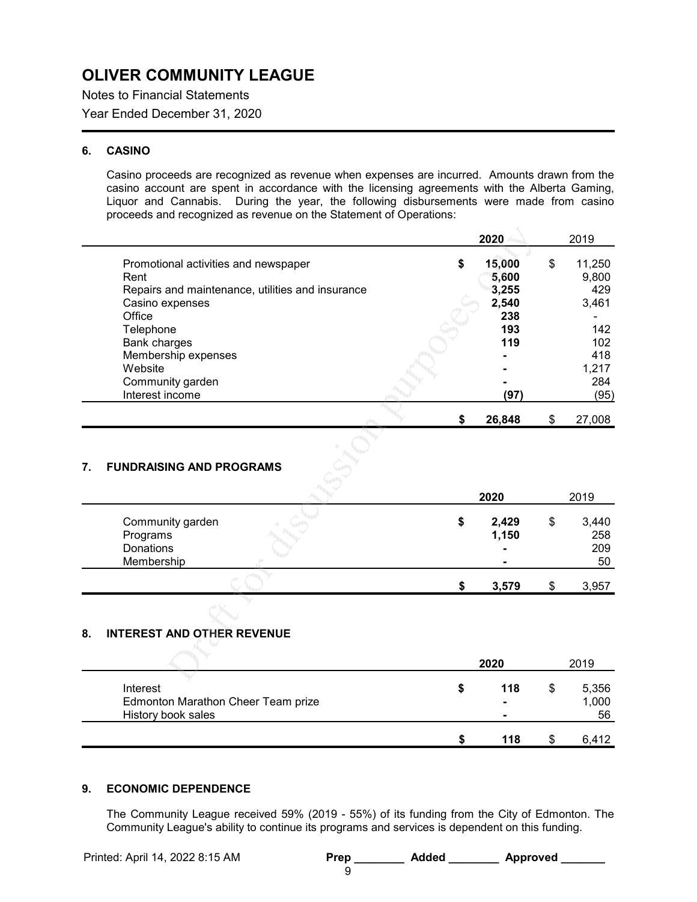# OLIVER COMMUNITY LEAGUE

Notes to Financial Statements

Year Ended December 31, 2020

## 6. CASINO

Casino proceeds are recognized as revenue when expenses are incurred. Amounts drawn from the casino account are spent in accordance with the licensing agreements with the Alberta Gaming, Liquor and Cannabis. During the year, the following disbursements were made from casino proceeds and recognized as revenue on the Statement of Operations:

| | 2020 | 2019 |
|---|---|---|
| Promotional activities and newspaper | $ 15,000 | $ 11,250 |
| Rent | 5,600 | 9,800 |
| Repairs and maintenance, utilities and insurance | 3,255 | 429 |
| Casino expenses | 2,540 | 3,461 |
| Office | 238 | - |
| Telephone | 193 | 142 |
| Bank charges | 119 | 102 |
| Membership expenses | - | 418 |
| Website | - | 1,217 |
| Community garden | - | 284 |
| Interest income | (97) | (95) |
| | $ 26,848 | $ 27,008 |

## 7. FUNDRAISING AND PROGRAMS

| | 2020 | 2019 |
|---|---|---|
| Community garden | $ 2,429 | $ 3,440 |
| Programs | 1,150 | 258 |
| Donations | - | 209 |
| Membership | - | 50 |
| | $ 3,579 | $ 3,957 |

## 8. INTEREST AND OTHER REVENUE

| | 2020 | 2019 |
|---|---|---|
| Interest | $ 118 | $ 5,356 |
| Edmonton Marathon Cheer Team prize | - | 1,000 |
| History book sales | - | 56 |
| | $ 118 | $ 6,412 |

## 9. ECONOMIC DEPENDENCE

The Community League received 59% (2019 - 55%) of its funding from the City of Edmonton. The Community League's ability to continue its programs and services is dependent on this funding.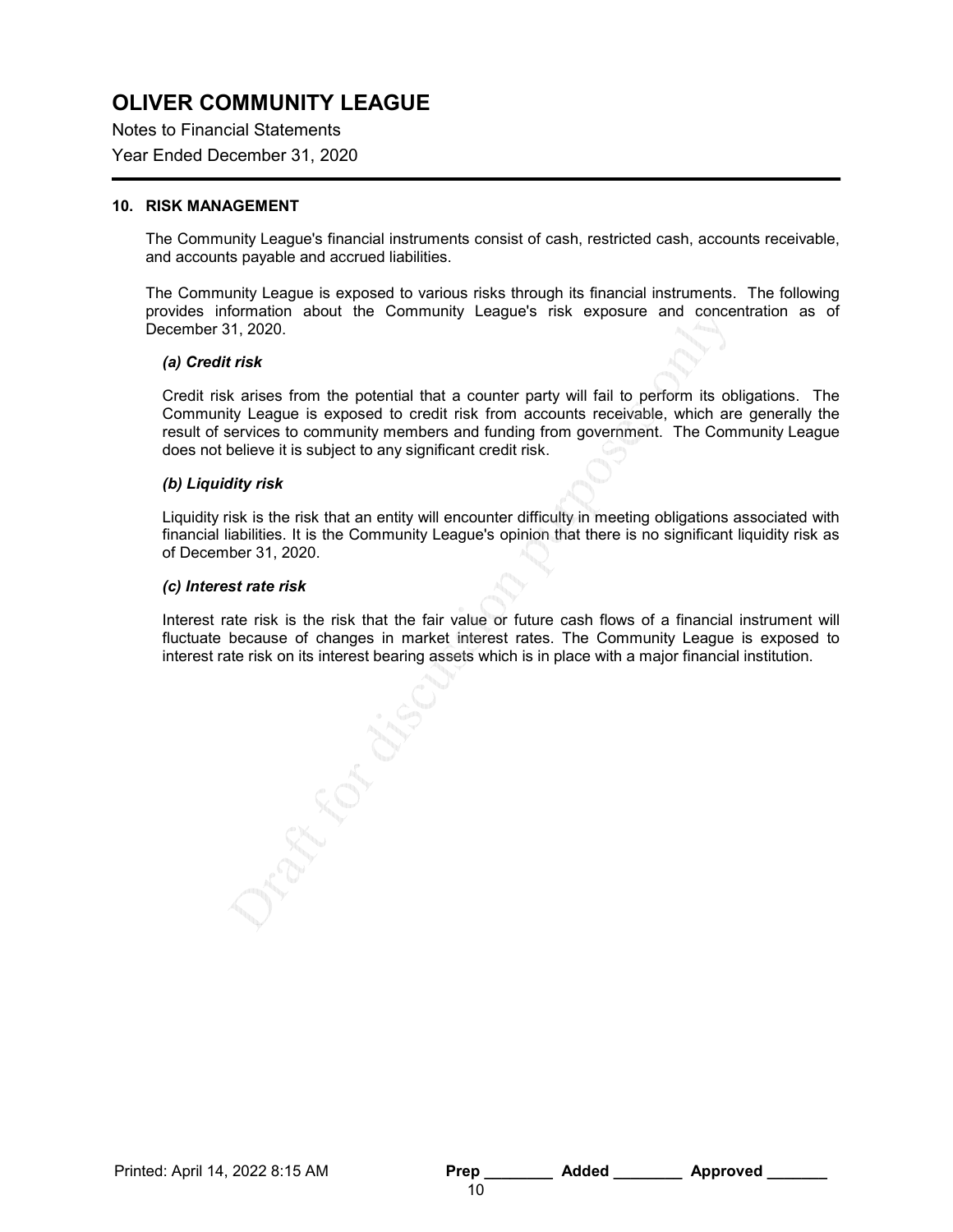# OLIVER COMMUNITY LEAGUE

Notes to Financial Statements

Year Ended December 31, 2020

## 10. RISK MANAGEMENT

The Community League's financial instruments consist of cash, restricted cash, accounts receivable, and accounts payable and accrued liabilities.

The Community League is exposed to various risks through its financial instruments. The following provides information about the Community League's risk exposure and concentration as of December 31, 2020.

### *(a) Credit risk*

Credit risk arises from the potential that a counter party will fail to perform its obligations. The Community League is exposed to credit risk from accounts receivable, which are generally the result of services to community members and funding from government. The Community League does not believe it is subject to any significant credit risk.

### *(b) Liquidity risk*

Liquidity risk is the risk that an entity will encounter difficulty in meeting obligations associated with financial liabilities. It is the Community League's opinion that there is no significant liquidity risk as of December 31, 2020.

### *(c) Interest rate risk*

Interest rate risk is the risk that the fair value or future cash flows of a financial instrument will fluctuate because of changes in market interest rates. The Community League is exposed to interest rate risk on its interest bearing assets which is in place with a major financial institution.